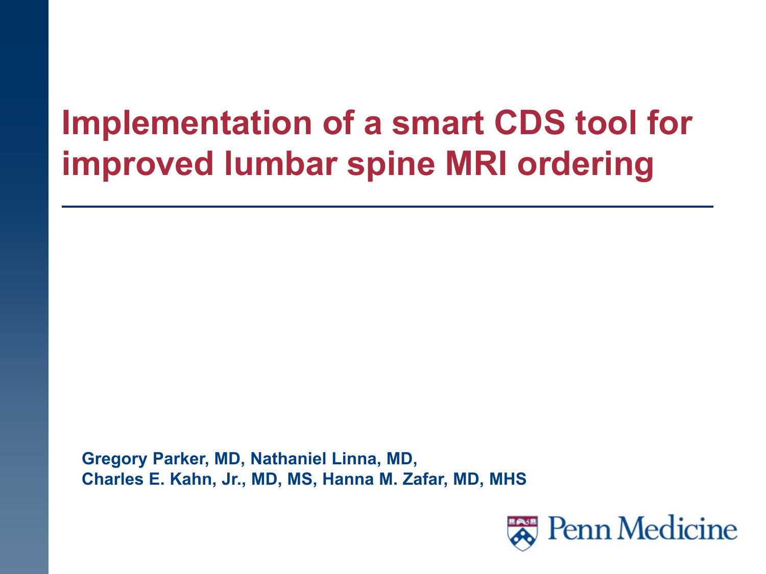# Implementation of a smart CDS tool for improved lumbar spine MRI ordering

**Gregory Parker, MD, Nathaniel Linna, MD,**
**Charles E. Kahn, Jr., MD, MS, Hanna M. Zafar, MD, MHS**

Penn Medicine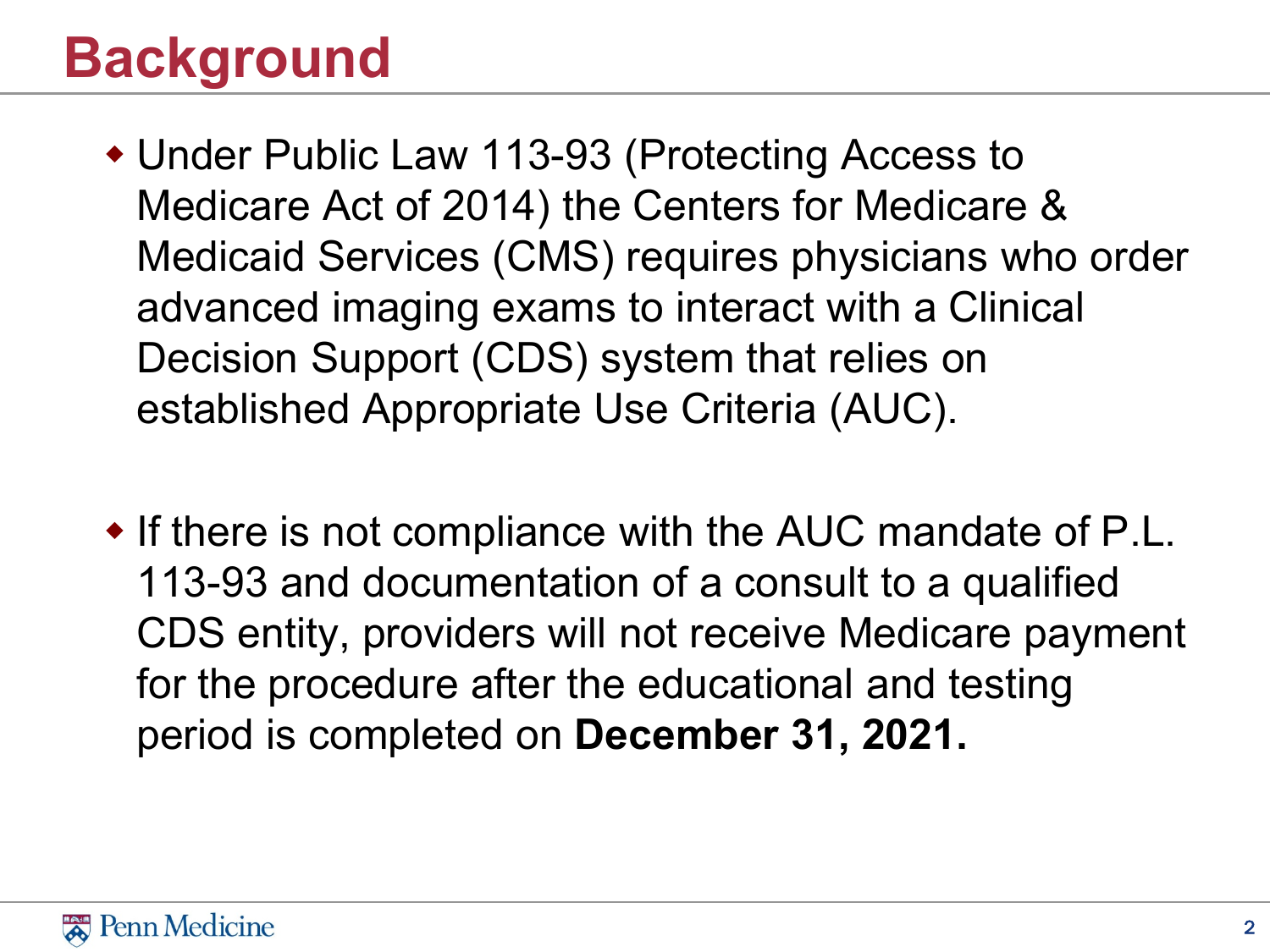# Background

- Under Public Law 113-93 (Protecting Access to Medicare Act of 2014) the Centers for Medicare & Medicaid Services (CMS) requires physicians who order advanced imaging exams to interact with a Clinical Decision Support (CDS) system that relies on established Appropriate Use Criteria (AUC).

- If there is not compliance with the AUC mandate of P.L. 113-93 and documentation of a consult to a qualified CDS entity, providers will not receive Medicare payment for the procedure after the educational and testing period is completed on **December 31, 2021.**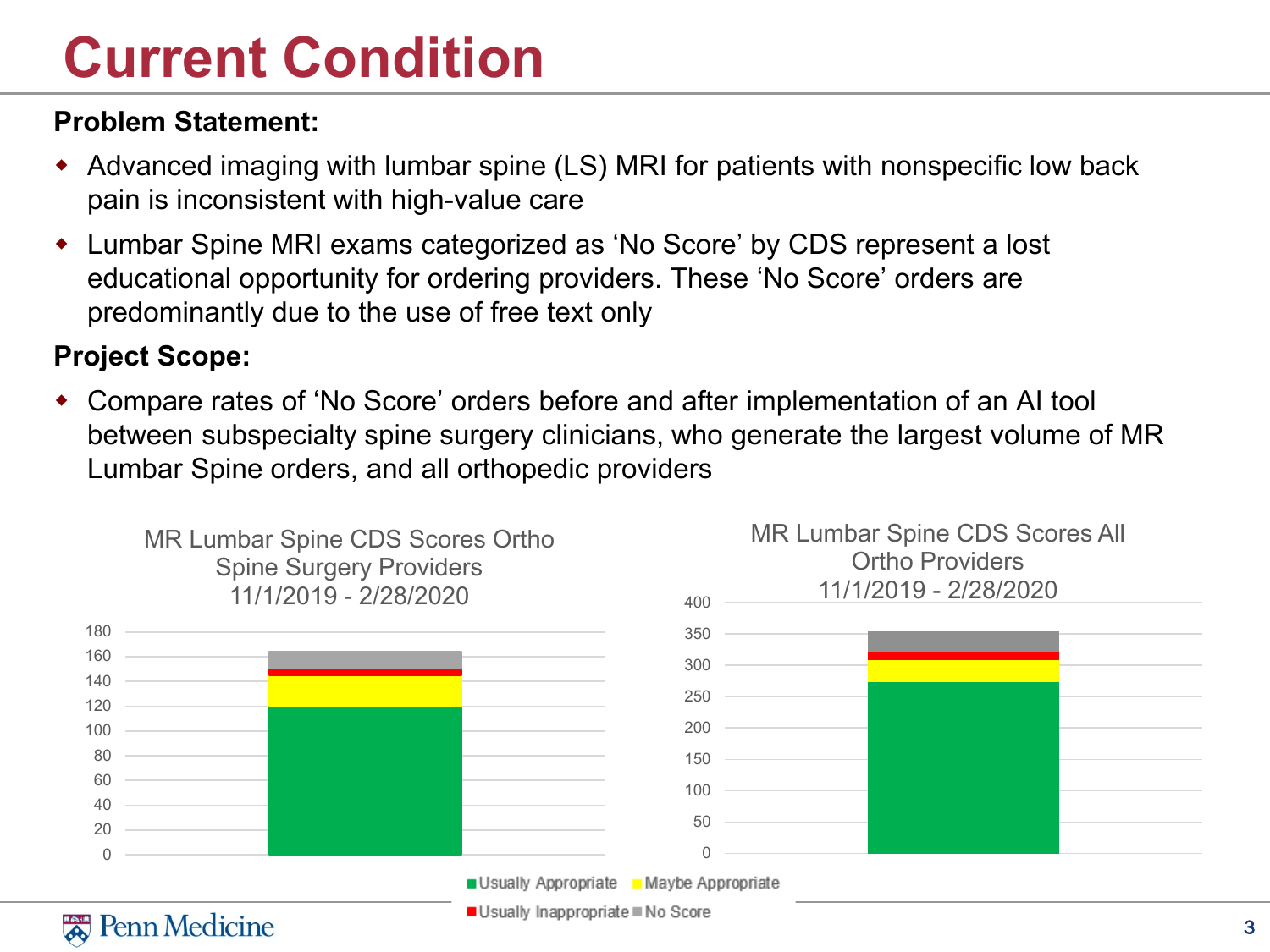# Current Condition

**Problem Statement:**

- Advanced imaging with lumbar spine (LS) MRI for patients with nonspecific low back pain is inconsistent with high-value care
- Lumbar Spine MRI exams categorized as 'No Score' by CDS represent a lost educational opportunity for ordering providers. These 'No Score' orders are predominantly due to the use of free text only

**Project Scope:**

- Compare rates of 'No Score' orders before and after implementation of an AI tool between subspecialty spine surgery clinicians, who generate the largest volume of MR Lumbar Spine orders, and all orthopedic providers

MR Lumbar Spine CDS Scores Ortho Spine Surgery Providers 11/1/2019 - 2/28/2020

MR Lumbar Spine CDS Scores All Ortho Providers 11/1/2019 - 2/28/2020

Usually Appropriate · Maybe Appropriate · Usually Inappropriate · No Score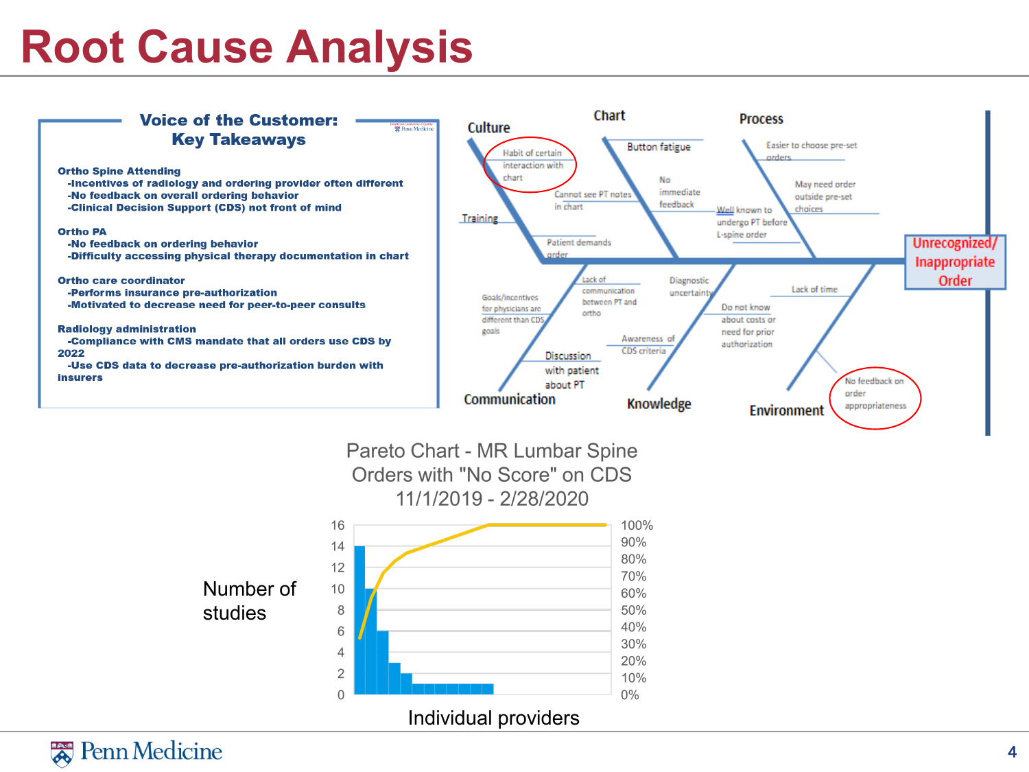# Root Cause Analysis

## Voice of the Customer: Key Takeaways

**Ortho Spine Attending**
- -Incentives of radiology and ordering provider often different
- -No feedback on overall ordering behavior
- -Clinical Decision Support (CDS) not front of mind

**Ortho PA**
- -No feedback on ordering behavior
- -Difficulty accessing physical therapy documentation in chart

**Ortho care coordinator**
- -Performs insurance pre-authorization
- -Motivated to decrease need for peer-to-peer consults

**Radiology administration**
- -Compliance with CMS mandate that all orders use CDS by 2022
- -Use CDS data to decrease pre-authorization burden with insurers

**Unrecognized/ Inappropriate Order**

- **Culture**: Habit of certain interaction with chart; Training; Patient demands order
- **Chart**: Button fatigue; Cannot see PT notes in chart; No immediate feedback
- **Process**: Easier to choose pre-set orders; May need order outside pre-set choices; Well known to undergo PT before L-spine order
- **Communication**: Goals/incentives for physicians are different than CDS goals; Lack of communication between PT and ortho; Discussion with patient about PT
- **Knowledge**: Diagnostic uncertainty; Do not know about costs or need for prior authorization; Awareness of CDS criteria
- **Environment**: Lack of time; No feedback on order appropriateness

**Pareto Chart - MR Lumbar Spine Orders with "No Score" on CDS 11/1/2019 - 2/28/2020**

Y-axis: Number of studies (0–16); secondary axis 0%–100%
X-axis: Individual providers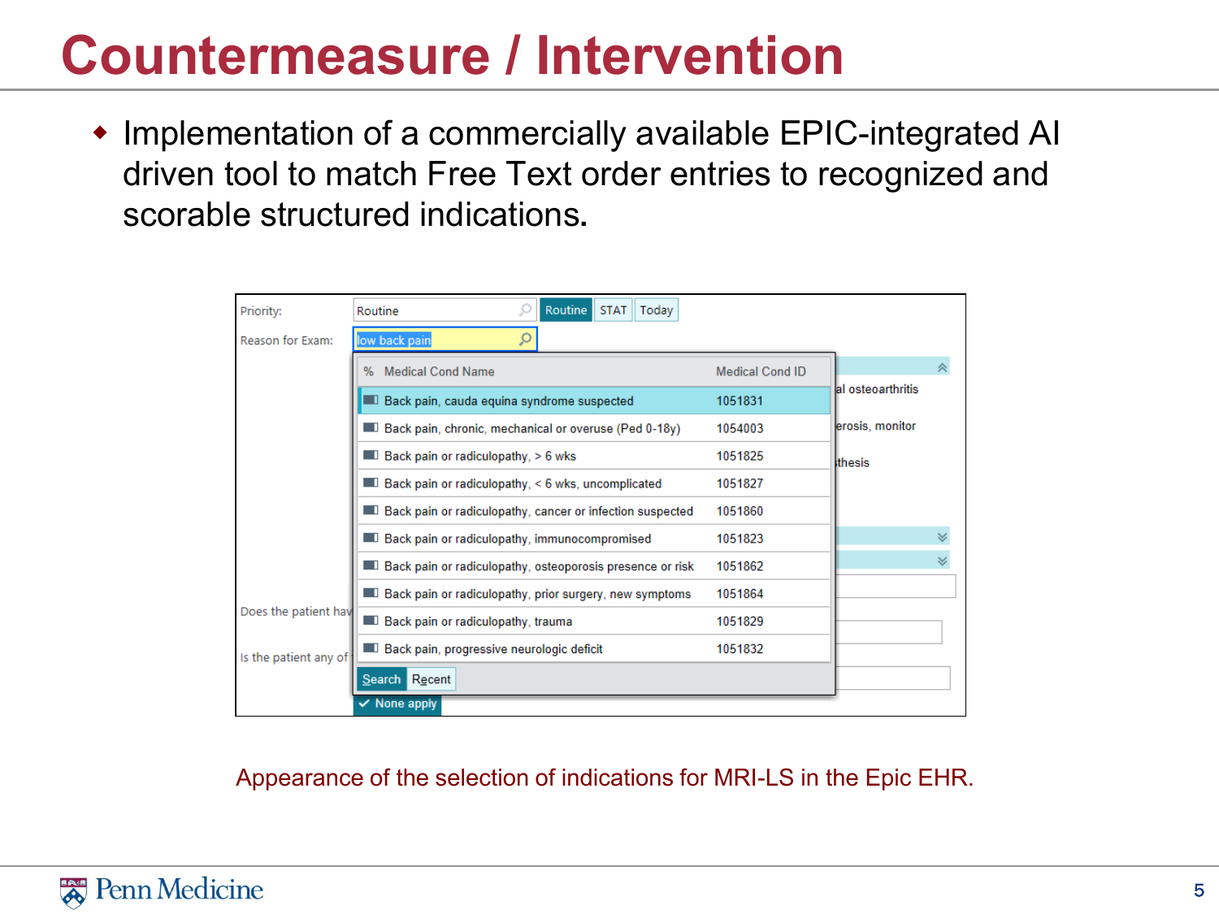# Countermeasure / Intervention

- Implementation of a commercially available EPIC-integrated AI driven tool to match Free Text order entries to recognized and scorable structured indications.

Priority: Routine | Routine | STAT | Today

Reason for Exam: low back pain

| % Medical Cond Name | Medical Cond ID |
|---|---|
| Back pain, cauda equina syndrome suspected | 1051831 |
| Back pain, chronic, mechanical or overuse (Ped 0-18y) | 1054003 |
| Back pain or radiculopathy, > 6 wks | 1051825 |
| Back pain or radiculopathy, < 6 wks, uncomplicated | 1051827 |
| Back pain or radiculopathy, cancer or infection suspected | 1051860 |
| Back pain or radiculopathy, immunocompromised | 1051823 |
| Back pain or radiculopathy, osteoporosis presence or risk | 1051862 |
| Back pain or radiculopathy, prior surgery, new symptoms | 1051864 |
| Back pain or radiculopathy, trauma | 1051829 |
| Back pain, progressive neurologic deficit | 1051832 |

Search | Recent

None apply

Appearance of the selection of indications for MRI-LS in the Epic EHR.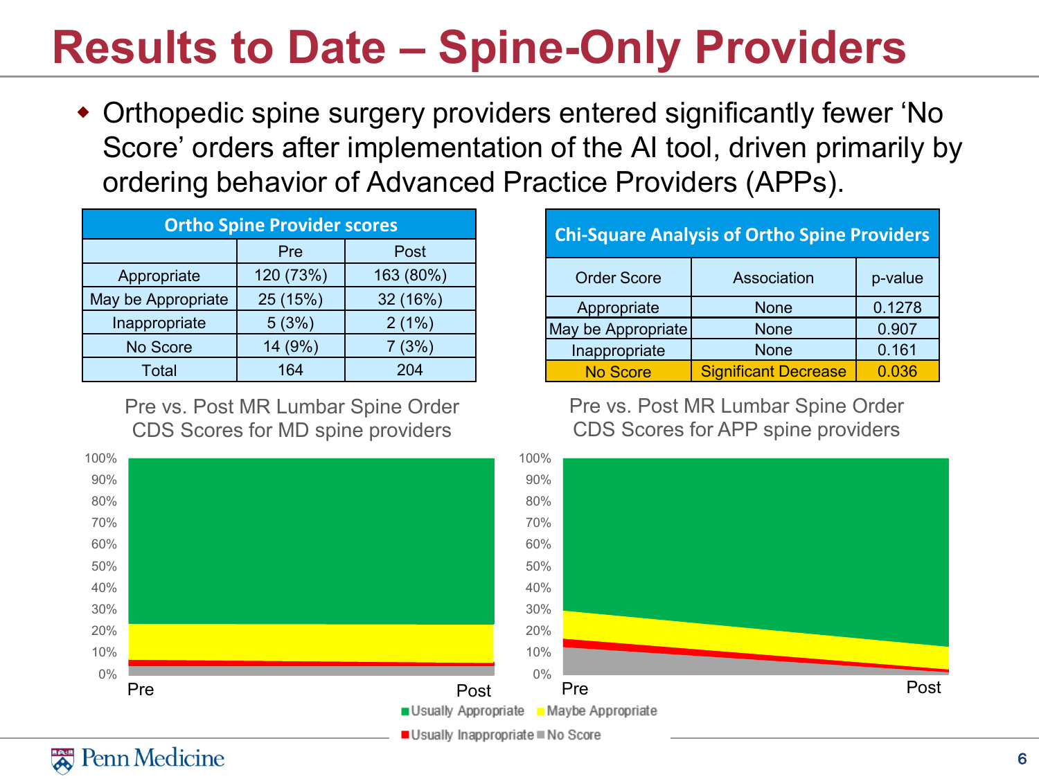# Results to Date – Spine-Only Providers

- Orthopedic spine surgery providers entered significantly fewer 'No Score' orders after implementation of the AI tool, driven primarily by ordering behavior of Advanced Practice Providers (APPs).

| Ortho Spine Provider scores | | |
|---|---|---|
| | Pre | Post |
| Appropriate | 120 (73%) | 163 (80%) |
| May be Appropriate | 25 (15%) | 32 (16%) |
| Inappropriate | 5 (3%) | 2 (1%) |
| No Score | 14 (9%) | 7 (3%) |
| Total | 164 | 204 |

| Chi-Square Analysis of Ortho Spine Providers | | |
|---|---|---|
| Order Score | Association | p-value |
| Appropriate | None | 0.1278 |
| May be Appropriate | None | 0.907 |
| Inappropriate | None | 0.161 |
| No Score | Significant Decrease | 0.036 |

Pre vs. Post MR Lumbar Spine Order CDS Scores for MD spine providers

Pre vs. Post MR Lumbar Spine Order CDS Scores for APP spine providers

Usually Appropriate | Maybe Appropriate | Usually Inappropriate | No Score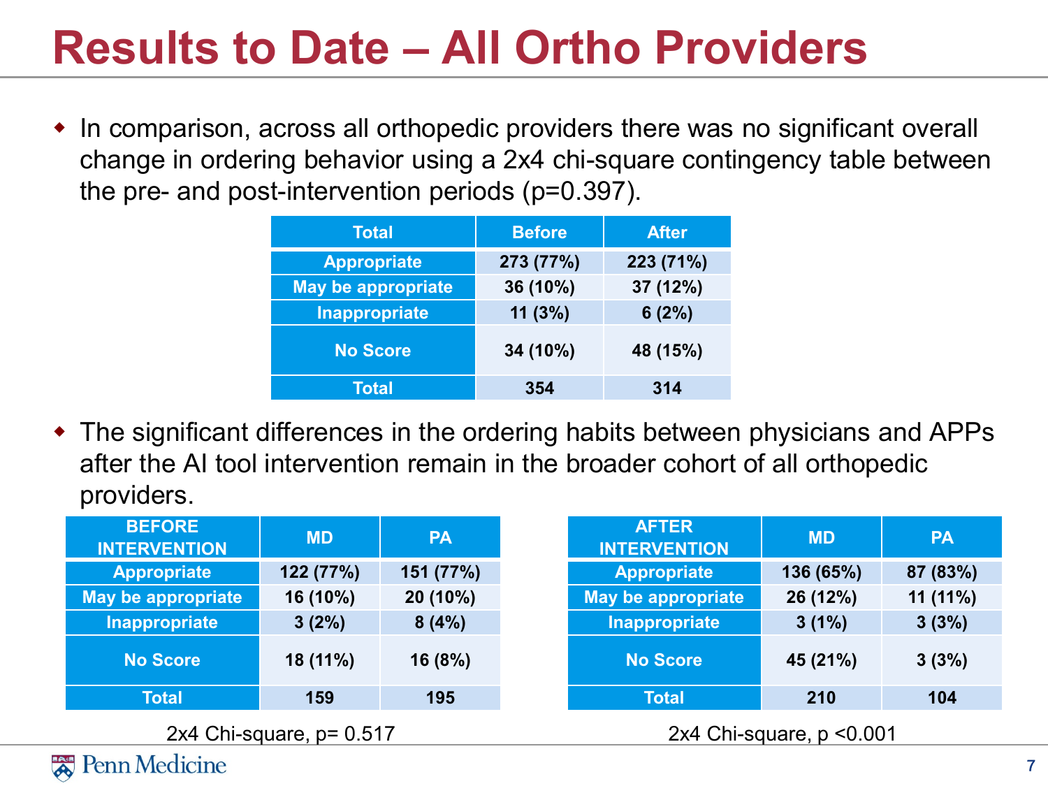# Results to Date – All Ortho Providers

- In comparison, across all orthopedic providers there was no significant overall change in ordering behavior using a 2x4 chi-square contingency table between the pre- and post-intervention periods ($p=0.397$).

| Total | Before | After |
|---|---|---|
| Appropriate | 273 (77%) | 223 (71%) |
| May be appropriate | 36 (10%) | 37 (12%) |
| Inappropriate | 11 (3%) | 6 (2%) |
| No Score | 34 (10%) | 48 (15%) |
| Total | 354 | 314 |

- The significant differences in the ordering habits between physicians and APPs after the AI tool intervention remain in the broader cohort of all orthopedic providers.

| BEFORE INTERVENTION | MD | PA |
|---|---|---|
| Appropriate | 122 (77%) | 151 (77%) |
| May be appropriate | 16 (10%) | 20 (10%) |
| Inappropriate | 3 (2%) | 8 (4%) |
| No Score | 18 (11%) | 16 (8%) |
| Total | 159 | 195 |

2x4 Chi-square, $p= 0.517$

| AFTER INTERVENTION | MD | PA |
|---|---|---|
| Appropriate | 136 (65%) | 87 (83%) |
| May be appropriate | 26 (12%) | 11 (11%) |
| Inappropriate | 3 (1%) | 3 (3%) |
| No Score | 45 (21%) | 3 (3%) |
| Total | 210 | 104 |

2x4 Chi-square, $p <0.001$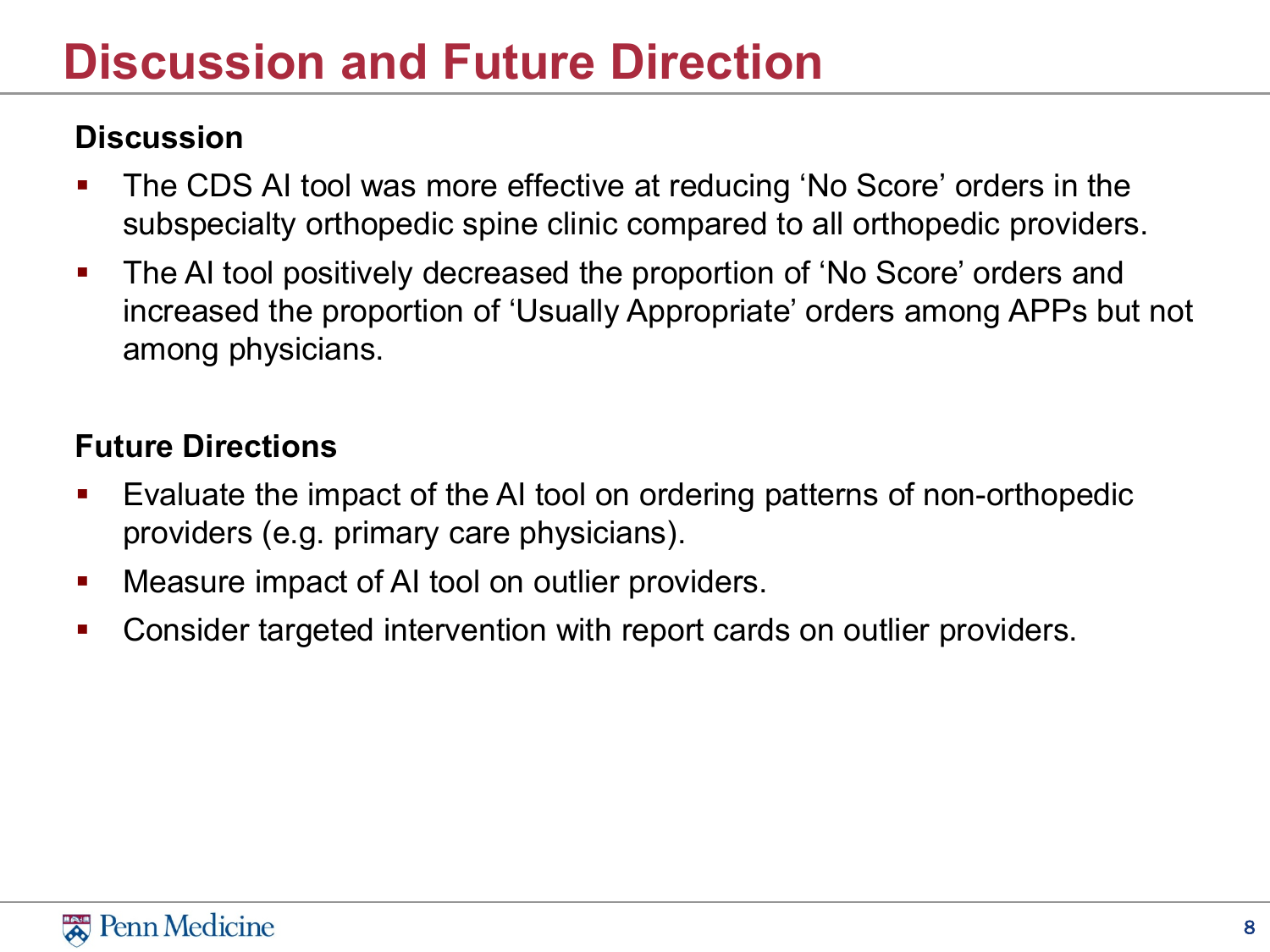# Discussion and Future Direction

**Discussion**

- The CDS AI tool was more effective at reducing ‘No Score’ orders in the subspecialty orthopedic spine clinic compared to all orthopedic providers.
- The AI tool positively decreased the proportion of ‘No Score’ orders and increased the proportion of ‘Usually Appropriate’ orders among APPs but not among physicians.

**Future Directions**

- Evaluate the impact of the AI tool on ordering patterns of non-orthopedic providers (e.g. primary care physicians).
- Measure impact of AI tool on outlier providers.
- Consider targeted intervention with report cards on outlier providers.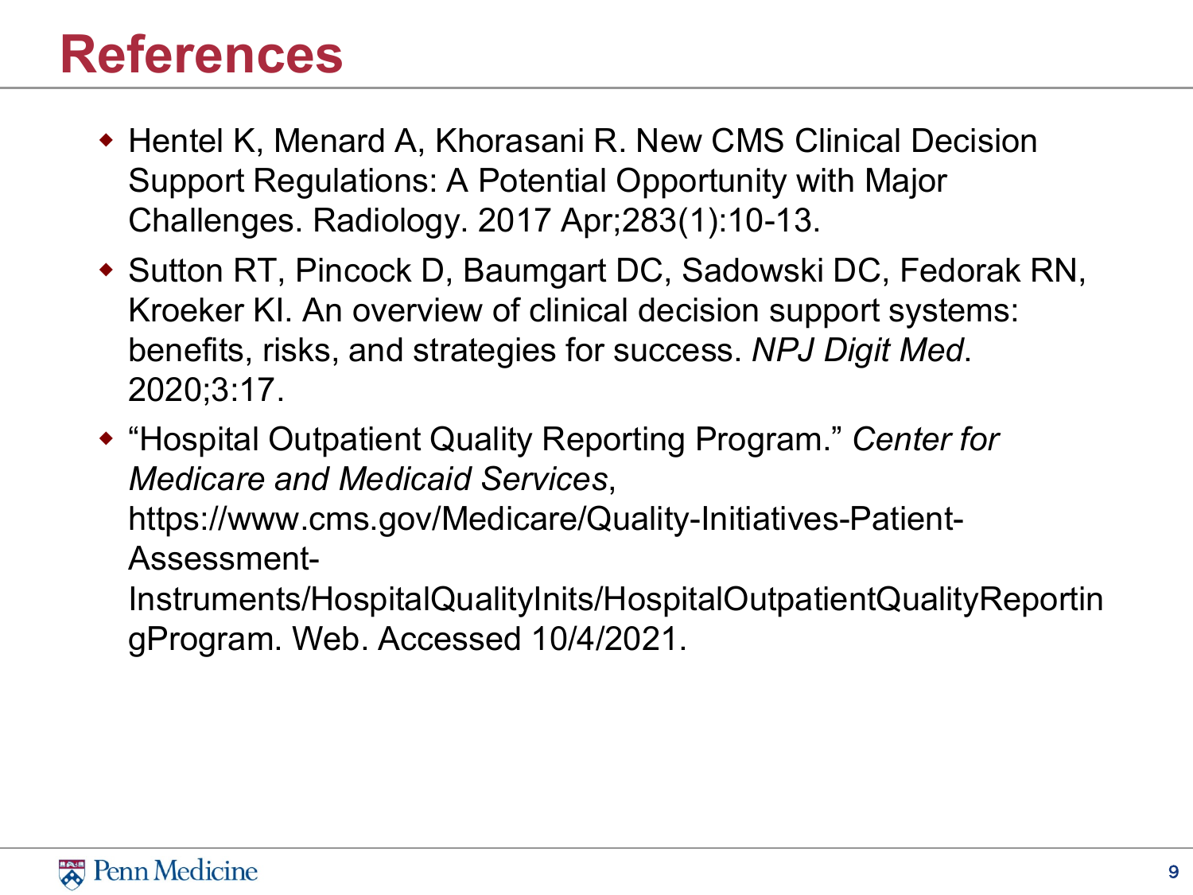# References

- Hentel K, Menard A, Khorasani R. New CMS Clinical Decision Support Regulations: A Potential Opportunity with Major Challenges. Radiology. 2017 Apr;283(1):10-13.
- Sutton RT, Pincock D, Baumgart DC, Sadowski DC, Fedorak RN, Kroeker KI. An overview of clinical decision support systems: benefits, risks, and strategies for success. *NPJ Digit Med*. 2020;3:17.
- "Hospital Outpatient Quality Reporting Program." *Center for Medicare and Medicaid Services*, https://www.cms.gov/Medicare/Quality-Initiatives-Patient-Assessment-Instruments/HospitalQualityInits/HospitalOutpatientQualityReportingProgram. Web. Accessed 10/4/2021.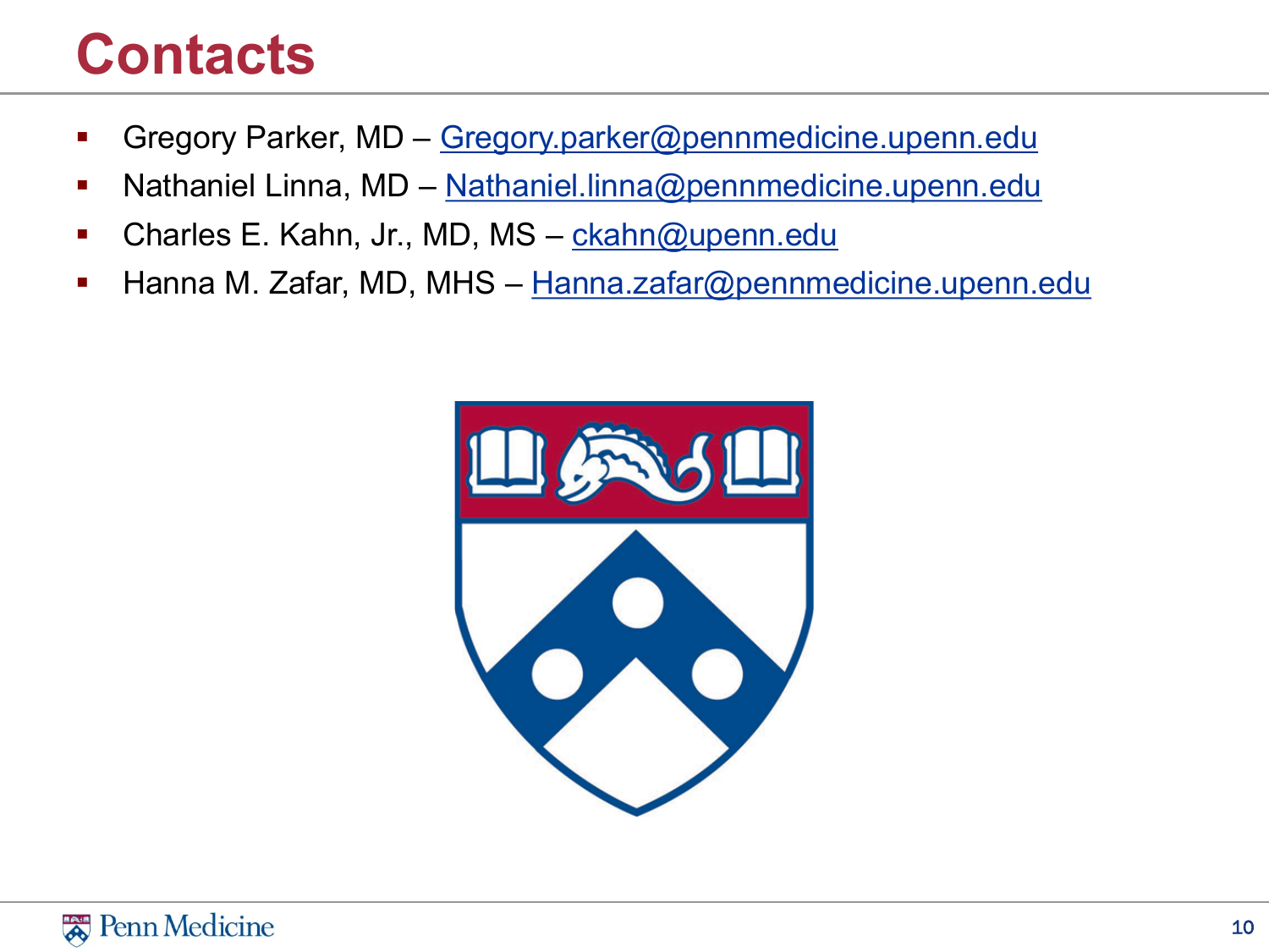# Contacts

- Gregory Parker, MD – Gregory.parker@pennmedicine.upenn.edu
- Nathaniel Linna, MD – Nathaniel.linna@pennmedicine.upenn.edu
- Charles E. Kahn, Jr., MD, MS – ckahn@upenn.edu
- Hanna M. Zafar, MD, MHS – Hanna.zafar@pennmedicine.upenn.edu